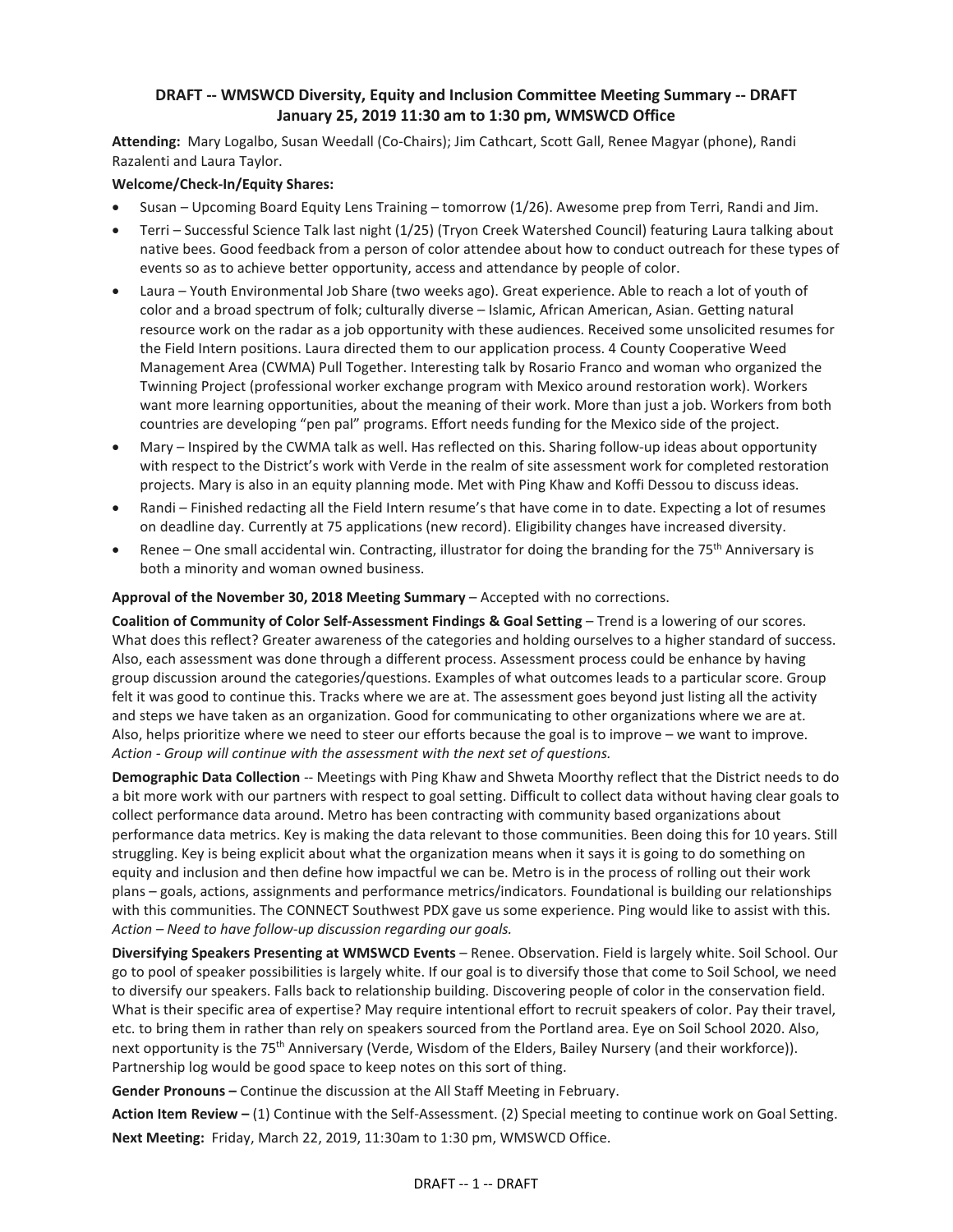**DRAFT -- WMSWCD Diversity, Equity and Inclusion Committee Meeting Summary -- DRAFT**
**January 25, 2019 11:30 am to 1:30 pm, WMSWCD Office**

**Attending:** Mary Logalbo, Susan Weedall (Co-Chairs); Jim Cathcart, Scott Gall, Renee Magyar (phone), Randi Razalenti and Laura Taylor.

**Welcome/Check-In/Equity Shares:**

- Susan – Upcoming Board Equity Lens Training – tomorrow (1/26). Awesome prep from Terri, Randi and Jim.
- Terri – Successful Science Talk last night (1/25) (Tryon Creek Watershed Council) featuring Laura talking about native bees. Good feedback from a person of color attendee about how to conduct outreach for these types of events so as to achieve better opportunity, access and attendance by people of color.
- Laura – Youth Environmental Job Share (two weeks ago). Great experience. Able to reach a lot of youth of color and a broad spectrum of folk; culturally diverse – Islamic, African American, Asian. Getting natural resource work on the radar as a job opportunity with these audiences. Received some unsolicited resumes for the Field Intern positions. Laura directed them to our application process. 4 County Cooperative Weed Management Area (CWMA) Pull Together. Interesting talk by Rosario Franco and woman who organized the Twinning Project (professional worker exchange program with Mexico around restoration work). Workers want more learning opportunities, about the meaning of their work. More than just a job. Workers from both countries are developing "pen pal" programs. Effort needs funding for the Mexico side of the project.
- Mary – Inspired by the CWMA talk as well. Has reflected on this. Sharing follow-up ideas about opportunity with respect to the District's work with Verde in the realm of site assessment work for completed restoration projects. Mary is also in an equity planning mode. Met with Ping Khaw and Koffi Dessou to discuss ideas.
- Randi – Finished redacting all the Field Intern resume's that have come in to date. Expecting a lot of resumes on deadline day. Currently at 75 applications (new record). Eligibility changes have increased diversity.
- Renee – One small accidental win. Contracting, illustrator for doing the branding for the 75th Anniversary is both a minority and woman owned business.

**Approval of the November 30, 2018 Meeting Summary** – Accepted with no corrections.

**Coalition of Community of Color Self-Assessment Findings & Goal Setting** – Trend is a lowering of our scores. What does this reflect? Greater awareness of the categories and holding ourselves to a higher standard of success. Also, each assessment was done through a different process. Assessment process could be enhance by having group discussion around the categories/questions. Examples of what outcomes leads to a particular score. Group felt it was good to continue this. Tracks where we are at. The assessment goes beyond just listing all the activity and steps we have taken as an organization. Good for communicating to other organizations where we are at. Also, helps prioritize where we need to steer our efforts because the goal is to improve – we want to improve. *Action - Group will continue with the assessment with the next set of questions.*

**Demographic Data Collection** -- Meetings with Ping Khaw and Shweta Moorthy reflect that the District needs to do a bit more work with our partners with respect to goal setting. Difficult to collect data without having clear goals to collect performance data around. Metro has been contracting with community based organizations about performance data metrics. Key is making the data relevant to those communities. Been doing this for 10 years. Still struggling. Key is being explicit about what the organization means when it says it is going to do something on equity and inclusion and then define how impactful we can be. Metro is in the process of rolling out their work plans – goals, actions, assignments and performance metrics/indicators. Foundational is building our relationships with this communities. The CONNECT Southwest PDX gave us some experience. Ping would like to assist with this. *Action – Need to have follow-up discussion regarding our goals.*

**Diversifying Speakers Presenting at WMSWCD Events** – Renee. Observation. Field is largely white. Soil School. Our go to pool of speaker possibilities is largely white. If our goal is to diversify those that come to Soil School, we need to diversify our speakers. Falls back to relationship building. Discovering people of color in the conservation field. What is their specific area of expertise? May require intentional effort to recruit speakers of color. Pay their travel, etc. to bring them in rather than rely on speakers sourced from the Portland area. Eye on Soil School 2020. Also, next opportunity is the 75th Anniversary (Verde, Wisdom of the Elders, Bailey Nursery (and their workforce)). Partnership log would be good space to keep notes on this sort of thing.

**Gender Pronouns –** Continue the discussion at the All Staff Meeting in February.

**Action Item Review –** (1) Continue with the Self-Assessment. (2) Special meeting to continue work on Goal Setting.

**Next Meeting:** Friday, March 22, 2019, 11:30am to 1:30 pm, WMSWCD Office.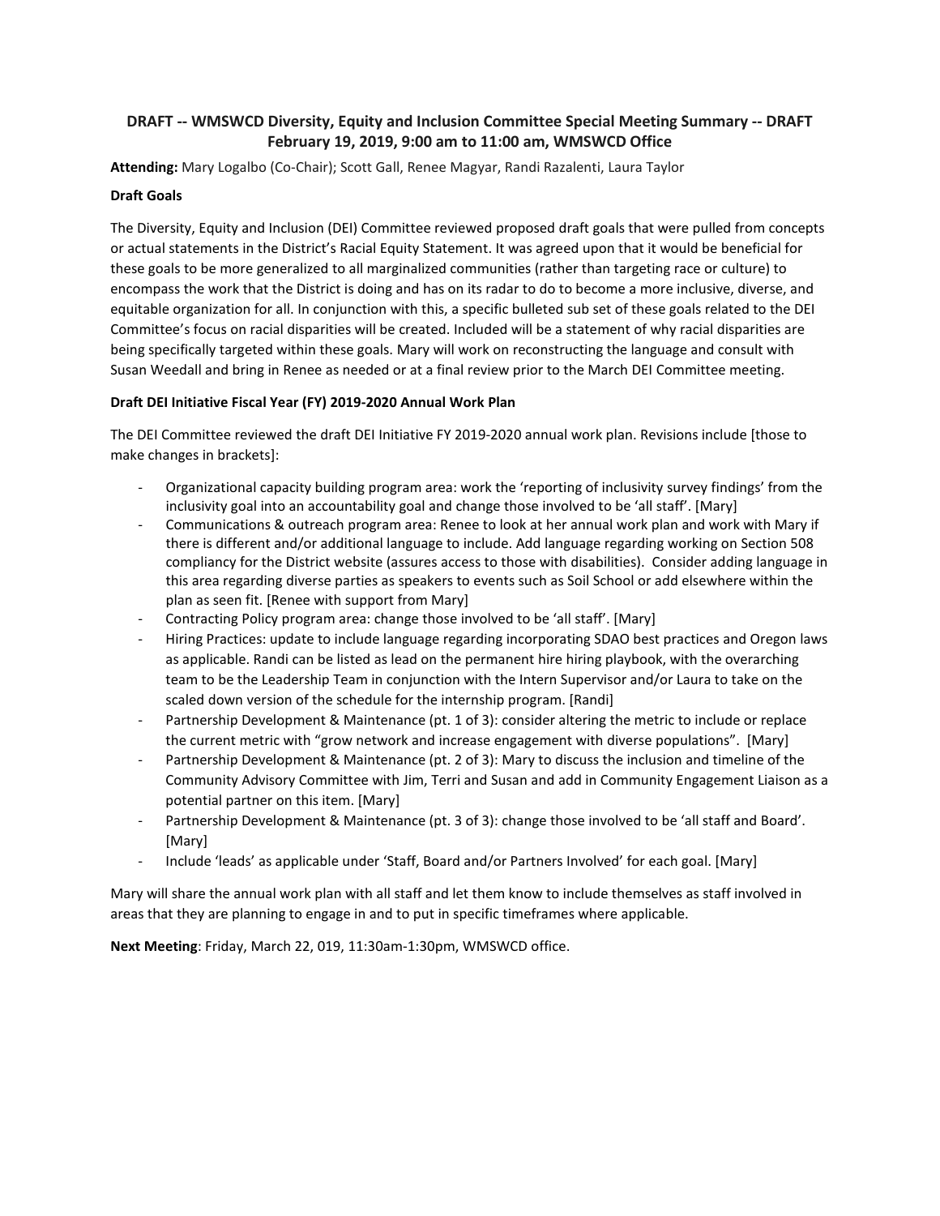# DRAFT -- WMSWCD Diversity, Equity and Inclusion Committee Special Meeting Summary -- DRAFT
## February 19, 2019, 9:00 am to 11:00 am, WMSWCD Office

**Attending:** Mary Logalbo (Co-Chair); Scott Gall, Renee Magyar, Randi Razalenti, Laura Taylor

**Draft Goals**

The Diversity, Equity and Inclusion (DEI) Committee reviewed proposed draft goals that were pulled from concepts or actual statements in the District's Racial Equity Statement. It was agreed upon that it would be beneficial for these goals to be more generalized to all marginalized communities (rather than targeting race or culture) to encompass the work that the District is doing and has on its radar to do to become a more inclusive, diverse, and equitable organization for all. In conjunction with this, a specific bulleted sub set of these goals related to the DEI Committee's focus on racial disparities will be created. Included will be a statement of why racial disparities are being specifically targeted within these goals. Mary will work on reconstructing the language and consult with Susan Weedall and bring in Renee as needed or at a final review prior to the March DEI Committee meeting.

**Draft DEI Initiative Fiscal Year (FY) 2019-2020 Annual Work Plan**

The DEI Committee reviewed the draft DEI Initiative FY 2019-2020 annual work plan. Revisions include [those to make changes in brackets]:

- Organizational capacity building program area: work the 'reporting of inclusivity survey findings' from the inclusivity goal into an accountability goal and change those involved to be 'all staff'. [Mary]
- Communications & outreach program area: Renee to look at her annual work plan and work with Mary if there is different and/or additional language to include. Add language regarding working on Section 508 compliancy for the District website (assures access to those with disabilities). Consider adding language in this area regarding diverse parties as speakers to events such as Soil School or add elsewhere within the plan as seen fit. [Renee with support from Mary]
- Contracting Policy program area: change those involved to be 'all staff'. [Mary]
- Hiring Practices: update to include language regarding incorporating SDAO best practices and Oregon laws as applicable. Randi can be listed as lead on the permanent hire hiring playbook, with the overarching team to be the Leadership Team in conjunction with the Intern Supervisor and/or Laura to take on the scaled down version of the schedule for the internship program. [Randi]
- Partnership Development & Maintenance (pt. 1 of 3): consider altering the metric to include or replace the current metric with "grow network and increase engagement with diverse populations". [Mary]
- Partnership Development & Maintenance (pt. 2 of 3): Mary to discuss the inclusion and timeline of the Community Advisory Committee with Jim, Terri and Susan and add in Community Engagement Liaison as a potential partner on this item. [Mary]
- Partnership Development & Maintenance (pt. 3 of 3): change those involved to be 'all staff and Board'. [Mary]
- Include 'leads' as applicable under 'Staff, Board and/or Partners Involved' for each goal. [Mary]

Mary will share the annual work plan with all staff and let them know to include themselves as staff involved in areas that they are planning to engage in and to put in specific timeframes where applicable.

**Next Meeting**: Friday, March 22, 019, 11:30am-1:30pm, WMSWCD office.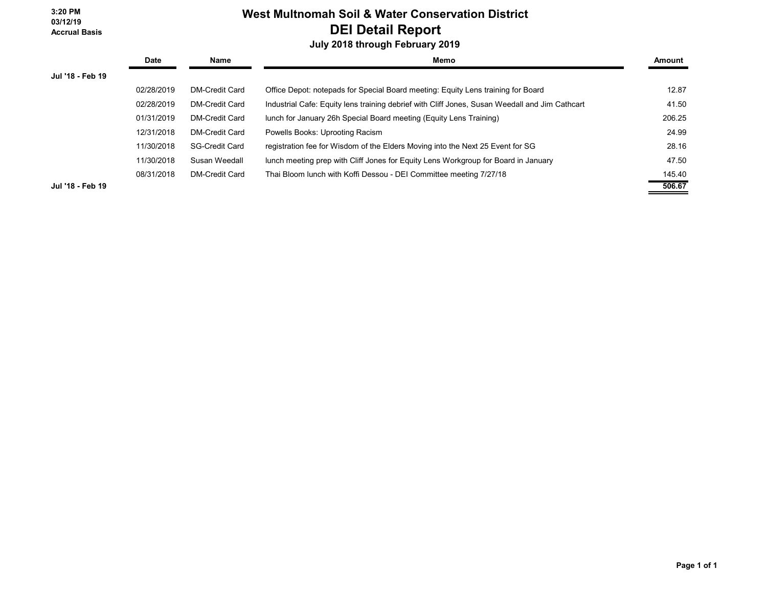3:20 PM
03/12/19
Accrual Basis

# West Multnomah Soil & Water Conservation District

## DEI Detail Report

### July 2018 through February 2019

| | Date | Name | Memo | Amount |
|---|---|---|---|---|
| Jul '18 - Feb 19 | | | | |
| | 02/28/2019 | DM-Credit Card | Office Depot: notepads for Special Board meeting: Equity Lens training for Board | 12.87 |
| | 02/28/2019 | DM-Credit Card | Industrial Cafe: Equity lens training debrief with Cliff Jones, Susan Weedall and Jim Cathcart | 41.50 |
| | 01/31/2019 | DM-Credit Card | lunch for January 26h Special Board meeting (Equity Lens Training) | 206.25 |
| | 12/31/2018 | DM-Credit Card | Powells Books: Uprooting Racism | 24.99 |
| | 11/30/2018 | SG-Credit Card | registration fee for Wisdom of the Elders Moving into the Next 25 Event for SG | 28.16 |
| | 11/30/2018 | Susan Weedall | lunch meeting prep with Cliff Jones for Equity Lens Workgroup for Board in January | 47.50 |
| | 08/31/2018 | DM-Credit Card | Thai Bloom lunch with Koffi Dessou - DEI Committee meeting 7/27/18 | 145.40 |
| Jul '18 - Feb 19 | | | | **506.67** |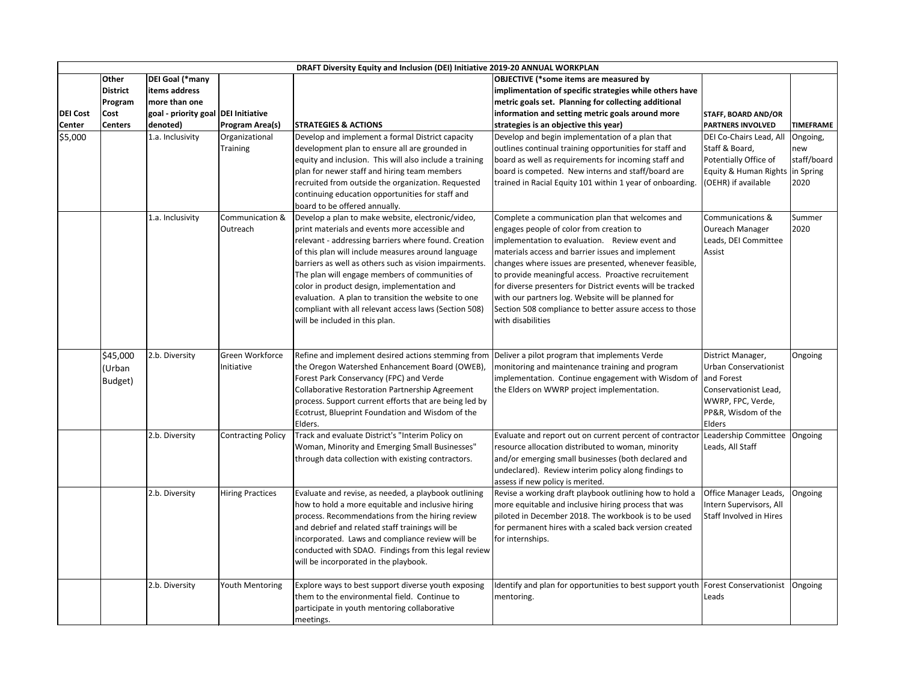| DRAFT Diversity Equity and Inclusion (DEI) Initiative 2019-20 ANNUAL WORKPLAN | | | | | | | |
|---|---|---|---|---|---|---|---|
| **DEI Cost Center** | **Other District Program Cost Centers** | **DEI Goal (*many items address more than one goal - priority goal denoted)** | **DEI Initiative Program Area(s)** | **STRATEGIES & ACTIONS** | **OBJECTIVE (*some items are measured by implimentation of specific strategies while others have metric goals set. Planning for collecting additional information and setting metric goals around more strategies is an objective this year)** | **STAFF, BOARD AND/OR PARTNERS INVOLVED** | **TIMEFRAME** |
| $5,000 | | 1.a. Inclusivity | Organizational Training | Develop and implement a formal District capacity development plan to ensure all are grounded in equity and inclusion. This will also include a training plan for newer staff and hiring team members recruited from outside the organization. Requested continuing education opportunities for staff and board to be offered annually. | Develop and begin implementation of a plan that outlines continual training opportunities for staff and board as well as requirements for incoming staff and board is competed. New interns and staff/board are trained in Racial Equity 101 within 1 year of onboarding. | DEI Co-Chairs Lead, All Staff & Board, Potentially Office of Equity & Human Rights (OEHR) if available | Ongoing, new staff/board in Spring 2020 |
| | | 1.a. Inclusivity | Communication & Outreach | Develop a plan to make website, electronic/video, print materials and events more accessible and relevant - addressing barriers where found. Creation of this plan will include measures around language barriers as well as others such as vision impairments. The plan will engage members of communities of color in product design, implementation and evaluation. A plan to transition the website to one compliant with all relevant access laws (Section 508) will be included in this plan. | Complete a communication plan that welcomes and engages people of color from creation to implementation to evaluation. Review event and materials access and barrier issues and implement changes where issues are presented, whenever feasible, to provide meaningful access. Proactive recruitement for diverse presenters for District events will be tracked with our partners log. Website will be planned for Section 508 compliance to better assure access to those with disabilities | Communications & Oureach Manager Leads, DEI Committee Assist | Summer 2020 |
| | $45,000 (Urban Budget) | 2.b. Diversity | Green Workforce Initiative | Refine and implement desired actions stemming from the Oregon Watershed Enhancement Board (OWEB), Forest Park Conservancy (FPC) and Verde Collaborative Restoration Partnership Agreement process. Support current efforts that are being led by Ecotrust, Blueprint Foundation and Wisdom of the Elders. | Deliver a pilot program that implements Verde monitoring and maintenance training and program implementation. Continue engagement with Wisdom of the Elders on WWRP project implementation. | District Manager, Urban Conservationist and Forest Conservationist Lead, WWRP, FPC, Verde, PP&R, Wisdom of the Elders | Ongoing |
| | | 2.b. Diversity | Contracting Policy | Track and evaluate District's "Interim Policy on Woman, Minority and Emerging Small Businesses" through data collection with existing contractors. | Evaluate and report out on current percent of contractor resource allocation distributed to woman, minority and/or emerging small businesses (both declared and undeclared). Review interim policy along findings to assess if new policy is merited. | Leadership Committee Leads, All Staff | Ongoing |
| | | 2.b. Diversity | Hiring Practices | Evaluate and revise, as needed, a playbook outlining how to hold a more equitable and inclusive hiring process. Recommendations from the hiring review and debrief and related staff trainings will be incorporated. Laws and compliance review will be conducted with SDAO. Findings from this legal review will be incorporated in the playbook. | Revise a working draft playbook outlining how to hold a more equitable and inclusive hiring process that was piloted in December 2018. The workbook is to be used for permanent hires with a scaled back version created for internships. | Office Manager Leads, Intern Supervisors, All Staff Involved in Hires | Ongoing |
| | | 2.b. Diversity | Youth Mentoring | Explore ways to best support diverse youth exposing them to the environmental field. Continue to participate in youth mentoring collaborative meetings. | Identify and plan for opportunities to best support youth mentoring. | Forest Conservationist Leads | Ongoing |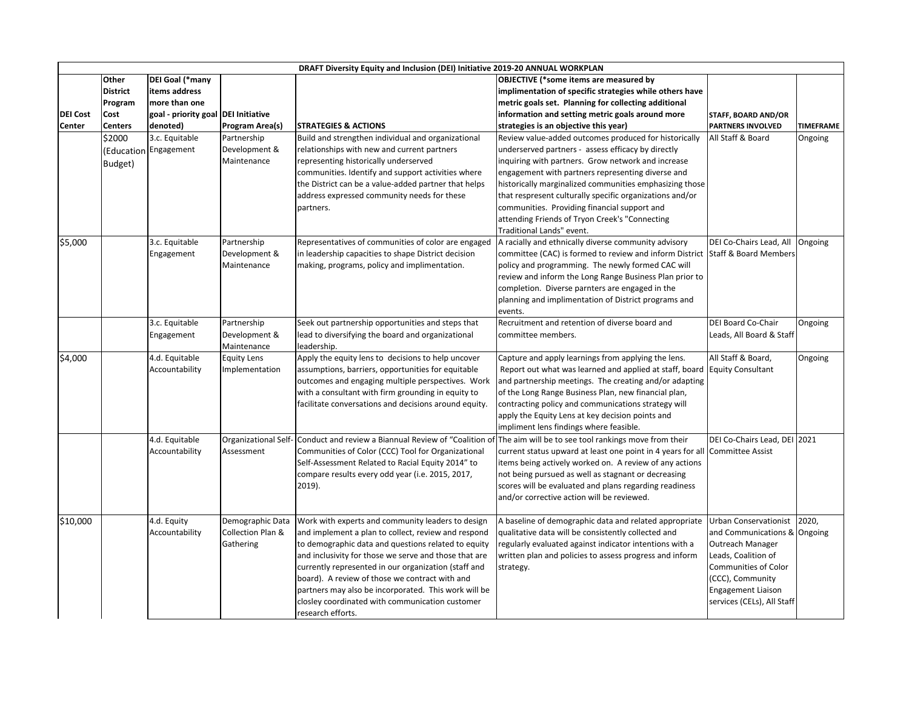| DRAFT Diversity Equity and Inclusion (DEI) Initiative 2019-20 ANNUAL WORKPLAN | | | | | | | |
|---|---|---|---|---|---|---|---|
| **DEI Cost Center** | **Other District Program Cost Centers** | **DEI Goal (*many items address more than one goal - priority goal denoted)** | **DEI Initiative Program Area(s)** | **STRATEGIES & ACTIONS** | **OBJECTIVE (*some items are measured by implimentation of specific strategies while others have metric goals set. Planning for collecting additional information and setting metric goals around more strategies is an objective this year)** | **STAFF, BOARD AND/OR PARTNERS INVOLVED** | **TIMEFRAME** |
| | $2000 (Education Budget) | 3.c. Equitable Engagement | Partnership Development & Maintenance | Build and strengthen individual and organizational relationships with new and current partners representing historically underserved communities. Identify and support activities where the District can be a value-added partner that helps address expressed community needs for these partners. | Review value-added outcomes produced for historically underserved partners - assess efficacy by directly inquiring with partners. Grow network and increase engagement with partners representing diverse and historically marginalized communities emphasizing those that respresent culturally specific organizations and/or communities. Providing financial support and attending Friends of Tryon Creek's "Connecting Traditional Lands" event. | All Staff & Board | Ongoing |
| $5,000 | | 3.c. Equitable Engagement | Partnership Development & Maintenance | Representatives of communities of color are engaged in leadership capacities to shape District decision making, programs, policy and implimentation. | A racially and ethnically diverse community advisory committee (CAC) is formed to review and inform District policy and programming. The newly formed CAC will review and inform the Long Range Business Plan prior to completion. Diverse parnters are engaged in the planning and implimentation of District programs and events. | DEI Co-Chairs Lead, All Staff & Board Members | Ongoing |
| | | 3.c. Equitable Engagement | Partnership Development & Maintenance | Seek out partnership opportunities and steps that lead to diversifying the board and organizational leadership. | Recruitment and retention of diverse board and committee members. | DEI Board Co-Chair Leads, All Board & Staff | Ongoing |
| $4,000 | | 4.d. Equitable Accountability | Equity Lens Implementation | Apply the equity lens to decisions to help uncover assumptions, barriers, opportunities for equitable outcomes and engaging multiple perspectives. Work with a consultant with firm grounding in equity to facilitate conversations and decisions around equity. | Capture and apply learnings from applying the lens. Report out what was learned and applied at staff, board and partnership meetings. The creating and/or adapting of the Long Range Business Plan, new financial plan, contracting policy and communications strategy will apply the Equity Lens at key decision points and impliment lens findings where feasible. | All Staff & Board, Equity Consultant | Ongoing |
| | | 4.d. Equitable Accountability | Organizational Self-Assessment | Conduct and review a Biannual Review of "Coalition of Communities of Color (CCC) Tool for Organizational Self-Assessment Related to Racial Equity 2014" to compare results every odd year (i.e. 2015, 2017, 2019). | The aim will be to see tool rankings move from their current status upward at least one point in 4 years for all items being actively worked on. A review of any actions not being pursued as well as stagnant or decreasing scores will be evaluated and plans regarding readiness and/or corrective action will be reviewed. | DEI Co-Chairs Lead, DEI Committee Assist | 2021 |
| $10,000 | | 4.d. Equity Accountability | Demographic Data Collection Plan & Gathering | Work with experts and community leaders to design and implement a plan to collect, review and respond to demographic data and questions related to equity and inclusivity for those we serve and those that are currently represented in our organization (staff and board). A review of those we contract with and partners may also be incorporated. This work will be closley coordinated with communication customer research efforts. | A baseline of demographic data and related appropriate qualitative data will be consistently collected and regularly evaluated against indicator intentions with a written plan and policies to assess progress and inform strategy. | Urban Conservationist and Communications & Outreach Manager Leads, Coalition of Communities of Color (CCC), Community Engagement Liaison services (CELs), All Staff | 2020, Ongoing |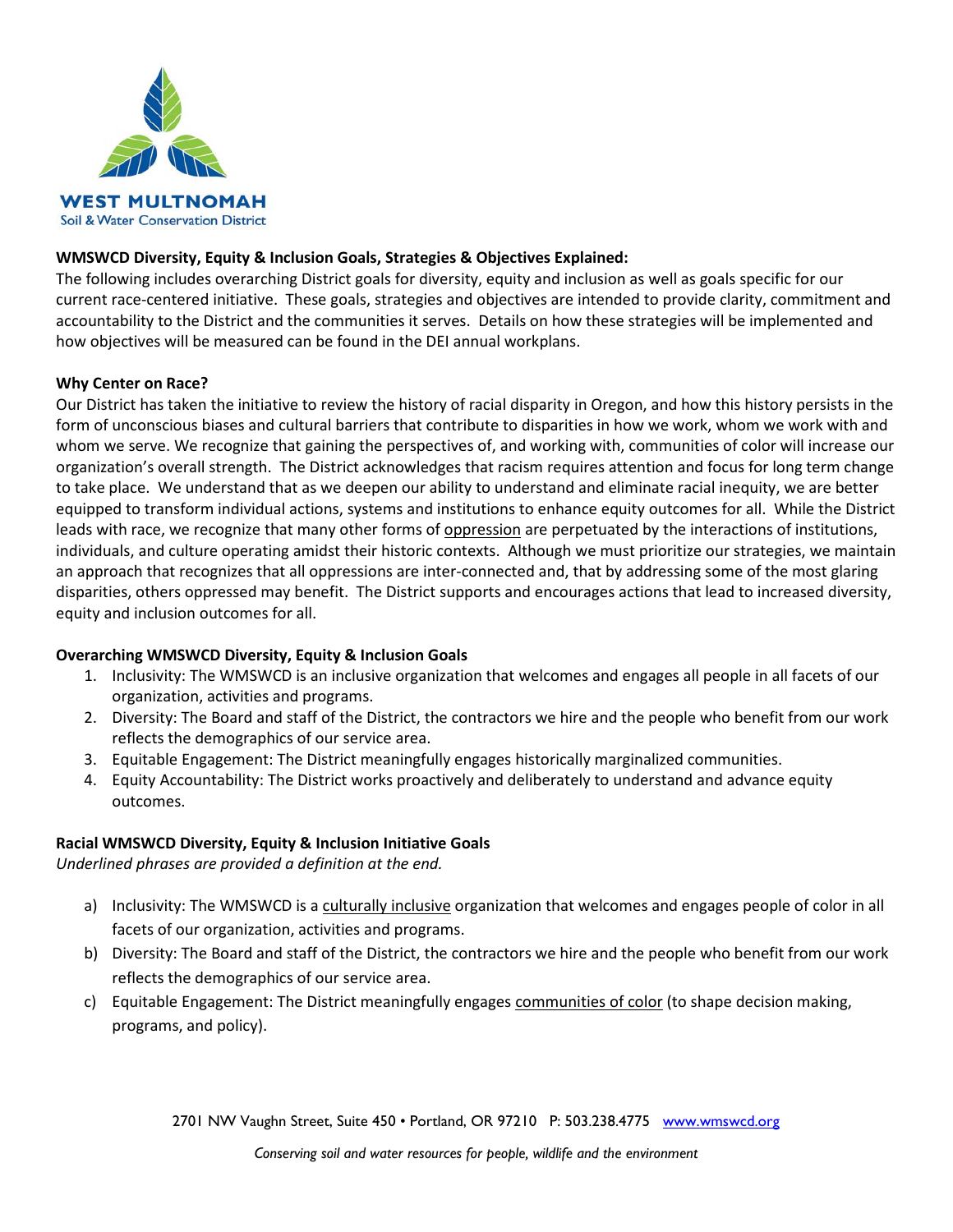**WEST MULTNOMAH**
Soil & Water Conservation District

**WMSWCD Diversity, Equity & Inclusion Goals, Strategies & Objectives Explained:**
The following includes overarching District goals for diversity, equity and inclusion as well as goals specific for our current race-centered initiative. These goals, strategies and objectives are intended to provide clarity, commitment and accountability to the District and the communities it serves. Details on how these strategies will be implemented and how objectives will be measured can be found in the DEI annual workplans.

**Why Center on Race?**
Our District has taken the initiative to review the history of racial disparity in Oregon, and how this history persists in the form of unconscious biases and cultural barriers that contribute to disparities in how we work, whom we work with and whom we serve. We recognize that gaining the perspectives of, and working with, communities of color will increase our organization's overall strength. The District acknowledges that racism requires attention and focus for long term change to take place. We understand that as we deepen our ability to understand and eliminate racial inequity, we are better equipped to transform individual actions, systems and institutions to enhance equity outcomes for all. While the District leads with race, we recognize that many other forms of <u>oppression</u> are perpetuated by the interactions of institutions, individuals, and culture operating amidst their historic contexts. Although we must prioritize our strategies, we maintain an approach that recognizes that all oppressions are inter-connected and, that by addressing some of the most glaring disparities, others oppressed may benefit. The District supports and encourages actions that lead to increased diversity, equity and inclusion outcomes for all.

**Overarching WMSWCD Diversity, Equity & Inclusion Goals**

1. Inclusivity: The WMSWCD is an inclusive organization that welcomes and engages all people in all facets of our organization, activities and programs.
2. Diversity: The Board and staff of the District, the contractors we hire and the people who benefit from our work reflects the demographics of our service area.
3. Equitable Engagement: The District meaningfully engages historically marginalized communities.
4. Equity Accountability: The District works proactively and deliberately to understand and advance equity outcomes.

**Racial WMSWCD Diversity, Equity & Inclusion Initiative Goals**
*Underlined phrases are provided a definition at the end.*

a) Inclusivity: The WMSWCD is a <u>culturally inclusive</u> organization that welcomes and engages people of color in all facets of our organization, activities and programs.
b) Diversity: The Board and staff of the District, the contractors we hire and the people who benefit from our work reflects the demographics of our service area.
c) Equitable Engagement: The District meaningfully engages <u>communities of color</u> (to shape decision making, programs, and policy).

2701 NW Vaughn Street, Suite 450 • Portland, OR 97210 P: 503.238.4775 www.wmswcd.org

*Conserving soil and water resources for people, wildlife and the environment*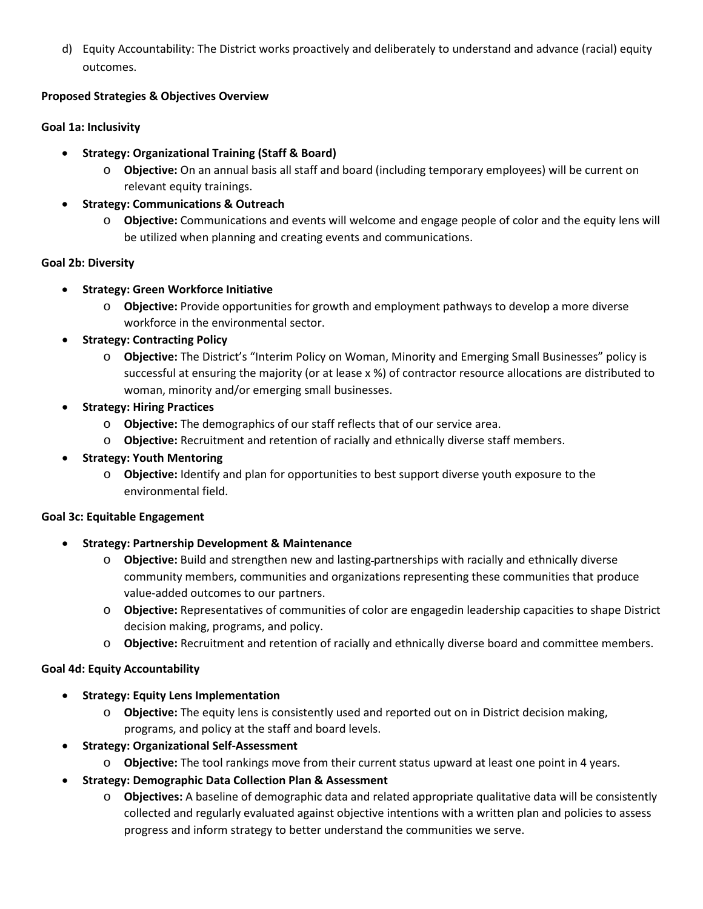d) Equity Accountability: The District works proactively and deliberately to understand and advance (racial) equity outcomes.

**Proposed Strategies & Objectives Overview**

**Goal 1a: Inclusivity**

- **Strategy: Organizational Training (Staff & Board)**
  - **Objective:** On an annual basis all staff and board (including temporary employees) will be current on relevant equity trainings.
- **Strategy: Communications & Outreach**
  - **Objective:** Communications and events will welcome and engage people of color and the equity lens will be utilized when planning and creating events and communications.

**Goal 2b: Diversity**

- **Strategy: Green Workforce Initiative**
  - **Objective:** Provide opportunities for growth and employment pathways to develop a more diverse workforce in the environmental sector.
- **Strategy: Contracting Policy**
  - **Objective:** The District's "Interim Policy on Woman, Minority and Emerging Small Businesses" policy is successful at ensuring the majority (or at lease x %) of contractor resource allocations are distributed to woman, minority and/or emerging small businesses.
- **Strategy: Hiring Practices**
  - **Objective:** The demographics of our staff reflects that of our service area.
  - **Objective:** Recruitment and retention of racially and ethnically diverse staff members.
- **Strategy: Youth Mentoring**
  - **Objective:** Identify and plan for opportunities to best support diverse youth exposure to the environmental field.

**Goal 3c: Equitable Engagement**

- **Strategy: Partnership Development & Maintenance**
  - **Objective:** Build and strengthen new and lasting partnerships with racially and ethnically diverse community members, communities and organizations representing these communities that produce value-added outcomes to our partners.
  - **Objective:** Representatives of communities of color are engagedin leadership capacities to shape District decision making, programs, and policy.
  - **Objective:** Recruitment and retention of racially and ethnically diverse board and committee members.

**Goal 4d: Equity Accountability**

- **Strategy: Equity Lens Implementation**
  - **Objective:** The equity lens is consistently used and reported out on in District decision making, programs, and policy at the staff and board levels.
- **Strategy: Organizational Self-Assessment**
  - **Objective:** The tool rankings move from their current status upward at least one point in 4 years.
- **Strategy: Demographic Data Collection Plan & Assessment**
  - **Objectives:** A baseline of demographic data and related appropriate qualitative data will be consistently collected and regularly evaluated against objective intentions with a written plan and policies to assess progress and inform strategy to better understand the communities we serve.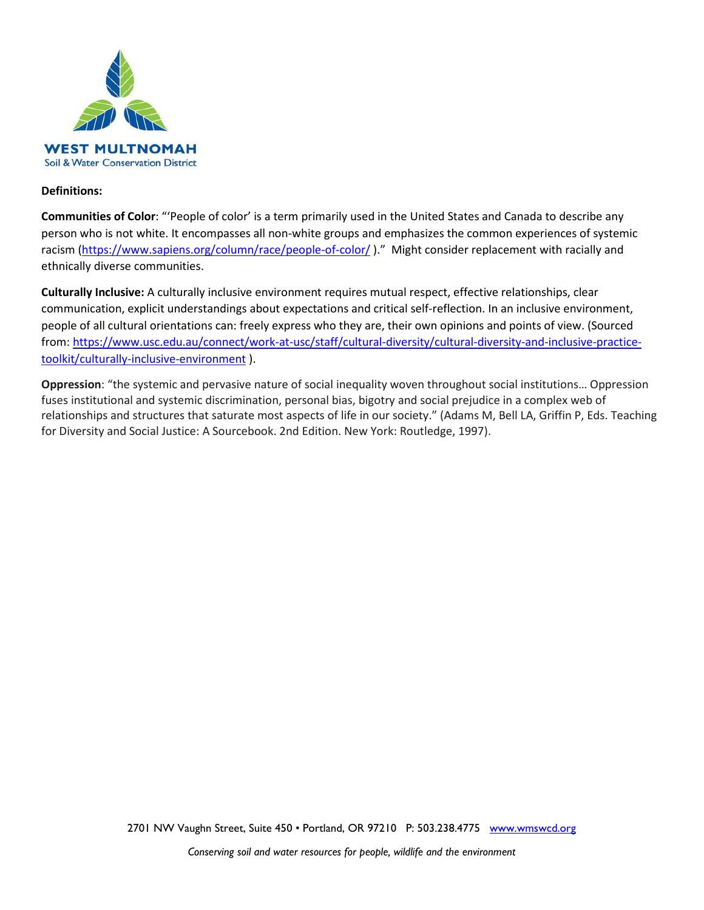**WEST MULTNOMAH**
Soil & Water Conservation District

**Definitions:**

**Communities of Color**: "'People of color' is a term primarily used in the United States and Canada to describe any person who is not white. It encompasses all non-white groups and emphasizes the common experiences of systemic racism (https://www.sapiens.org/column/race/people-of-color/ )." Might consider replacement with racially and ethnically diverse communities.

**Culturally Inclusive:** A culturally inclusive environment requires mutual respect, effective relationships, clear communication, explicit understandings about expectations and critical self-reflection. In an inclusive environment, people of all cultural orientations can: freely express who they are, their own opinions and points of view. (Sourced from: https://www.usc.edu.au/connect/work-at-usc/staff/cultural-diversity/cultural-diversity-and-inclusive-practice-toolkit/culturally-inclusive-environment ).

**Oppression**: "the systemic and pervasive nature of social inequality woven throughout social institutions… Oppression fuses institutional and systemic discrimination, personal bias, bigotry and social prejudice in a complex web of relationships and structures that saturate most aspects of life in our society." (Adams M, Bell LA, Griffin P, Eds. Teaching for Diversity and Social Justice: A Sourcebook. 2nd Edition. New York: Routledge, 1997).

2701 NW Vaughn Street, Suite 450 • Portland, OR 97210 P: 503.238.4775 www.wmswcd.org

*Conserving soil and water resources for people, wildlife and the environment*